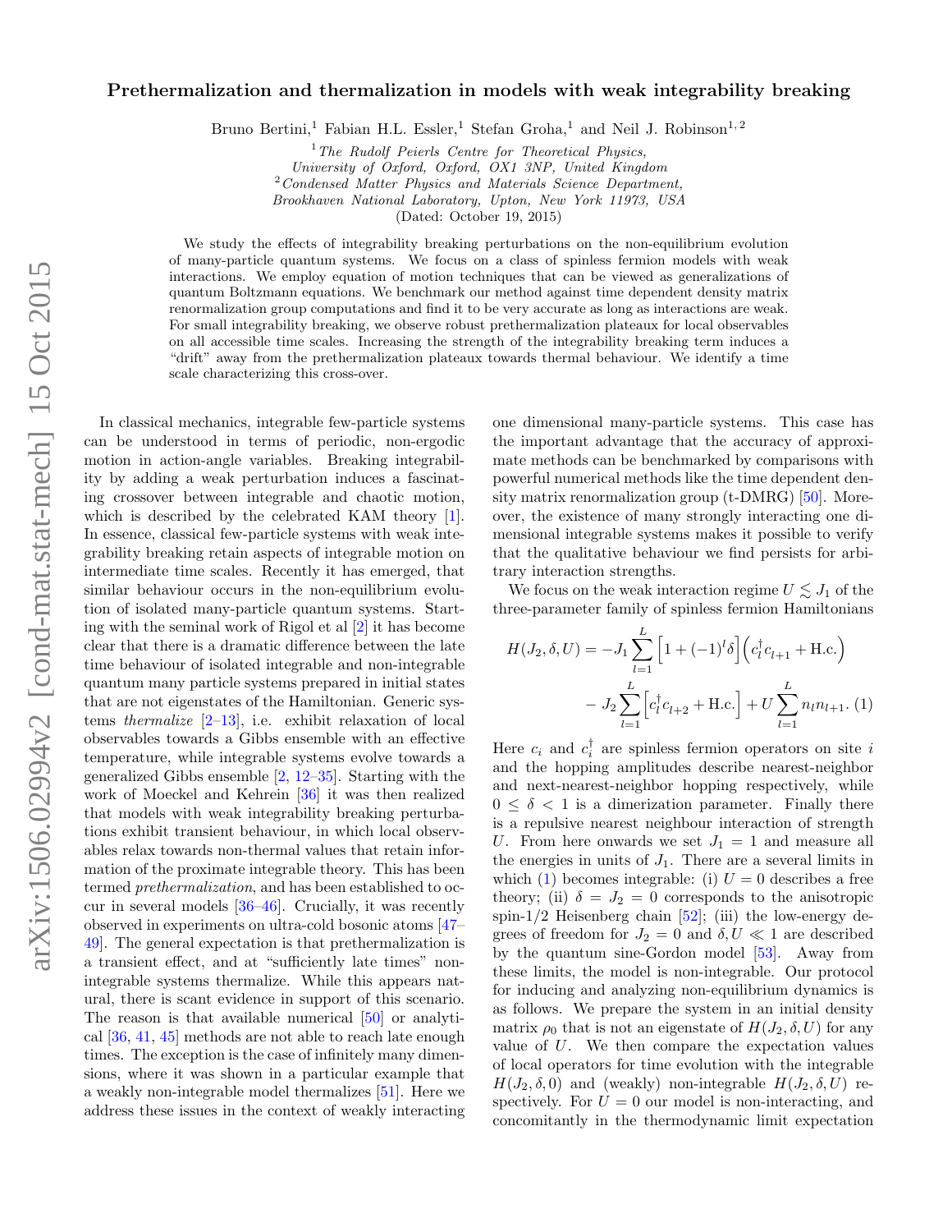# Prethermalization and thermalization in models with weak integrability breaking

Bruno Bertini,[1] Fabian H.L. Essler,[1] Stefan Groha,[1] and Neil J. Robinson[1,2]

[1] *The Rudolf Peierls Centre for Theoretical Physics, University of Oxford, Oxford, OX1 3NP, United Kingdom*

[2] *Condensed Matter Physics and Materials Science Department, Brookhaven National Laboratory, Upton, New York 11973, USA*

(Dated: October 19, 2015)

We study the effects of integrability breaking perturbations on the non-equilibrium evolution of many-particle quantum systems. We focus on a class of spinless fermion models with weak interactions. We employ equation of motion techniques that can be viewed as generalizations of quantum Boltzmann equations. We benchmark our method against time dependent density matrix renormalization group computations and find it to be very accurate as long as interactions are weak. For small integrability breaking, we observe robust prethermalization plateaux for local observables on all accessible time scales. Increasing the strength of the integrability breaking term induces a "drift" away from the prethermalization plateaux towards thermal behaviour. We identify a time scale characterizing this cross-over.

In classical mechanics, integrable few-particle systems can be understood in terms of periodic, non-ergodic motion in action-angle variables. Breaking integrability by adding a weak perturbation induces a fascinating crossover between integrable and chaotic motion, which is described by the celebrated KAM theory [1]. In essence, classical few-particle systems with weak integrability breaking retain aspects of integrable motion on intermediate time scales. Recently it has emerged, that similar behaviour occurs in the non-equilibrium evolution of isolated many-particle quantum systems. Starting with the seminal work of Rigol et al [2] it has become clear that there is a dramatic difference between the late time behaviour of isolated integrable and non-integrable quantum many particle systems prepared in initial states that are not eigenstates of the Hamiltonian. Generic systems *thermalize* [2–13], i.e. exhibit relaxation of local observables towards a Gibbs ensemble with an effective temperature, while integrable systems evolve towards a generalized Gibbs ensemble [2, 12–35]. Starting with the work of Moeckel and Kehrein [36] it was then realized that models with weak integrability breaking perturbations exhibit transient behaviour, in which local observables relax towards non-thermal values that retain information of the proximate integrable theory. This has been termed *prethermalization*, and has been established to occur in several models [36–46]. Crucially, it was recently observed in experiments on ultra-cold bosonic atoms [47–49]. The general expectation is that prethermalization is a transient effect, and at "sufficiently late times" non-integrable systems thermalize. While this appears natural, there is scant evidence in support of this scenario. The reason is that available numerical [50] or analytical [36, 41, 45] methods are not able to reach late enough times. The exception is the case of infinitely many dimensions, where it was shown in a particular example that a weakly non-integrable model thermalizes [51]. Here we address these issues in the context of weakly interacting one dimensional many-particle systems. This case has the important advantage that the accuracy of approximate methods can be benchmarked by comparisons with powerful numerical methods like the time dependent density matrix renormalization group (t-DMRG) [50]. Moreover, the existence of many strongly interacting one dimensional integrable systems makes it possible to verify that the qualitative behaviour we find persists for arbitrary interaction strengths.

We focus on the weak interaction regime $U \lesssim J_1$ of the three-parameter family of spinless fermion Hamiltonians

$$H(J_2, \delta, U) = -J_1 \sum_{l=1}^{L} \Big[1 + (-1)^l \delta\Big]\Big(c_l^\dagger c_{l+1} + \text{H.c.}\Big) - J_2 \sum_{l=1}^{L} \Big[c_l^\dagger c_{l+2} + \text{H.c.}\Big] + U \sum_{l=1}^{L} n_l n_{l+1}. \quad (1)$$

Here $c_i$ and $c_i^\dagger$ are spinless fermion operators on site $i$ and the hopping amplitudes describe nearest-neighbor and next-nearest-neighbor hopping respectively, while $0 \le \delta < 1$ is a dimerization parameter. Finally there is a repulsive nearest neighbour interaction of strength $U$. From here onwards we set $J_1 = 1$ and measure all the energies in units of $J_1$. There are a several limits in which (1) becomes integrable: (i) $U = 0$ describes a free theory; (ii) $\delta = J_2 = 0$ corresponds to the anisotropic spin-1/2 Heisenberg chain [52]; (iii) the low-energy degrees of freedom for $J_2 = 0$ and $\delta, U \ll 1$ are described by the quantum sine-Gordon model [53]. Away from these limits, the model is non-integrable. Our protocol for inducing and analyzing non-equilibrium dynamics is as follows. We prepare the system in an initial density matrix $\rho_0$ that is not an eigenstate of $H(J_2, \delta, U)$ for any value of $U$. We then compare the expectation values of local operators for time evolution with the integrable $H(J_2, \delta, 0)$ and (weakly) non-integrable $H(J_2, \delta, U)$ respectively. For $U = 0$ our model is non-interacting, and concomitantly in the thermodynamic limit expectation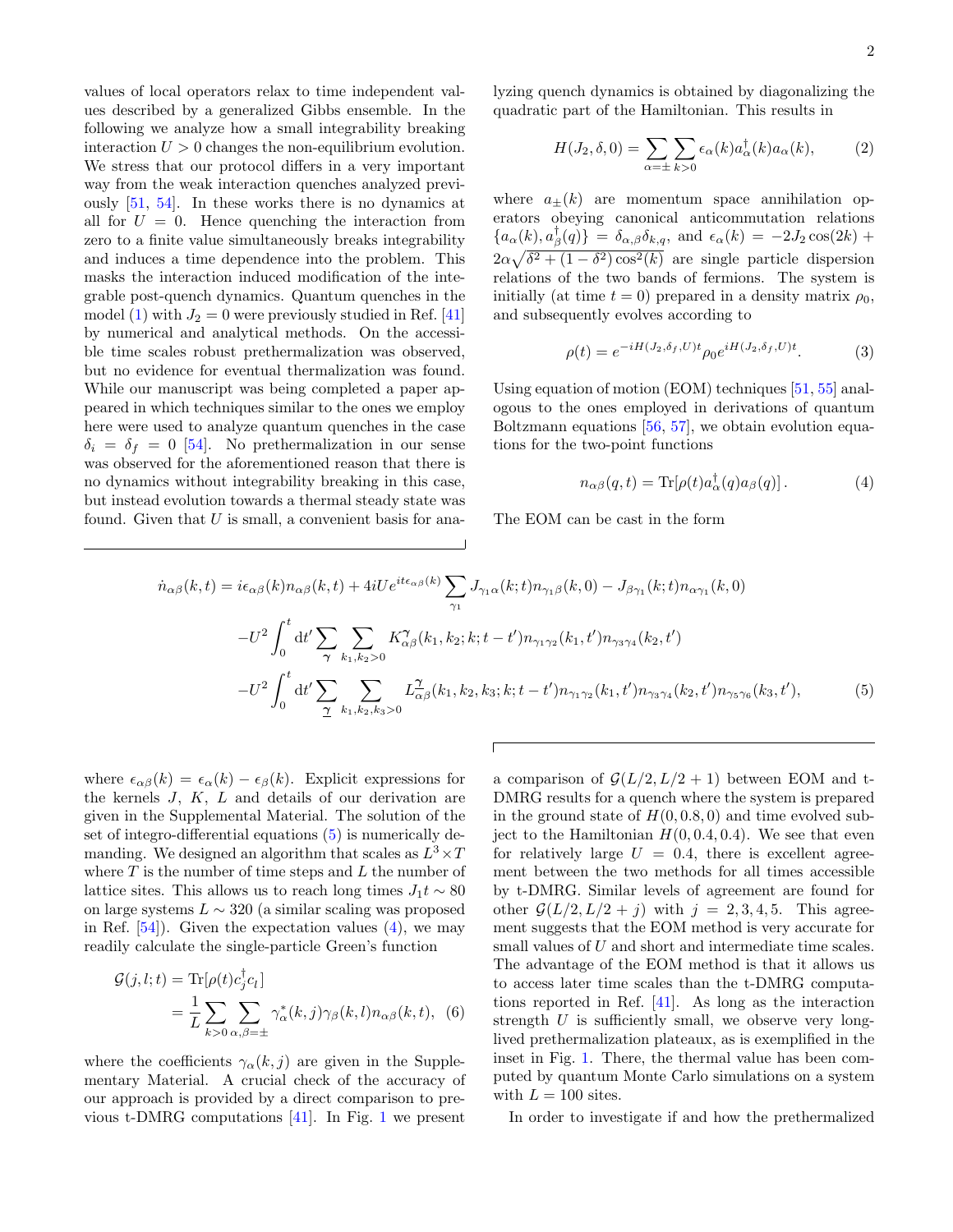values of local operators relax to time independent values described by a generalized Gibbs ensemble. In the following we analyze how a small integrability breaking interaction $U > 0$ changes the non-equilibrium evolution. We stress that our protocol differs in a very important way from the weak interaction quenches analyzed previously [51, 54]. In these works there is no dynamics at all for $U = 0$. Hence quenching the interaction from zero to a finite value simultaneously breaks integrability and induces a time dependence into the problem. This masks the interaction induced modification of the integrable post-quench dynamics. Quantum quenches in the model (1) with $J_2 = 0$ were previously studied in Ref. [41] by numerical and analytical methods. On the accessible time scales robust prethermalization was observed, but no evidence for eventual thermalization was found. While our manuscript was being completed a paper appeared in which techniques similar to the ones we employ here were used to analyze quantum quenches in the case $\delta_i = \delta_f = 0$ [54]. No prethermalization in our sense was observed for the aforementioned reason that there is no dynamics without integrability breaking in this case, but instead evolution towards a thermal steady state was found. Given that $U$ is small, a convenient basis for analyzing quench dynamics is obtained by diagonalizing the quadratic part of the Hamiltonian. This results in

$$H(J_2, \delta, 0) = \sum_{\alpha=\pm} \sum_{k>0} \epsilon_\alpha(k) a^\dagger_\alpha(k) a_\alpha(k), \tag{2}$$

where $a_\pm(k)$ are momentum space annihilation operators obeying canonical anticommutation relations $\{a_\alpha(k), a^\dagger_\beta(q)\} = \delta_{\alpha,\beta}\delta_{k,q}$, and $\epsilon_\alpha(k) = -2J_2\cos(2k) + 2\alpha\sqrt{\delta^2 + (1-\delta^2)\cos^2(k)}$ are single particle dispersion relations of the two bands of fermions. The system is initially (at time $t = 0$) prepared in a density matrix $\rho_0$, and subsequently evolves according to

$$\rho(t) = e^{-iH(J_2,\delta_f,U)t} \rho_0 e^{iH(J_2,\delta_f,U)t}. \tag{3}$$

Using equation of motion (EOM) techniques [51, 55] analogous to the ones employed in derivations of quantum Boltzmann equations [56, 57], we obtain evolution equations for the two-point functions

$$n_{\alpha\beta}(q,t) = \mathrm{Tr}[\rho(t) a^\dagger_\alpha(q) a_\beta(q)]. \tag{4}$$

The EOM can be cast in the form

$$\begin{aligned}
\dot{n}_{\alpha\beta}(k,t) = {} & i\epsilon_{\alpha\beta}(k) n_{\alpha\beta}(k,t) + 4iUe^{it\epsilon_{\alpha\beta}(k)} \sum_{\gamma_1} J_{\gamma_1\alpha}(k;t) n_{\gamma_1\beta}(k,0) - J_{\beta\gamma_1}(k;t) n_{\alpha\gamma_1}(k,0) \\
& -U^2 \int_0^t \mathrm{d}t' \sum_{\boldsymbol{\gamma}} \sum_{k_1,k_2>0} K^{\boldsymbol{\gamma}}_{\alpha\beta}(k_1,k_2;k;t-t') n_{\gamma_1\gamma_2}(k_1,t') n_{\gamma_3\gamma_4}(k_2,t') \\
& -U^2 \int_0^t \mathrm{d}t' \sum_{\underline{\gamma}} \sum_{k_1,k_2,k_3>0} L^{\underline{\gamma}}_{\alpha\beta}(k_1,k_2,k_3;k;t-t') n_{\gamma_1\gamma_2}(k_1,t') n_{\gamma_3\gamma_4}(k_2,t') n_{\gamma_5\gamma_6}(k_3,t'),
\end{aligned} \tag{5}$$

where $\epsilon_{\alpha\beta}(k) = \epsilon_\alpha(k) - \epsilon_\beta(k)$. Explicit expressions for the kernels $J$, $K$, $L$ and details of our derivation are given in the Supplemental Material. The solution of the set of integro-differential equations (5) is numerically demanding. We designed an algorithm that scales as $L^3 \times T$ where $T$ is the number of time steps and $L$ the number of lattice sites. This allows us to reach long times $J_1 t \sim 80$ on large systems $L \sim 320$ (a similar scaling was proposed in Ref. [54]). Given the expectation values (4), we may readily calculate the single-particle Green's function

$$\begin{aligned}
\mathcal{G}(j,l;t) &= \mathrm{Tr}[\rho(t) c^\dagger_j c_l] \\
&= \frac{1}{L} \sum_{k>0} \sum_{\alpha,\beta=\pm} \gamma^*_\alpha(k,j)\gamma_\beta(k,l) n_{\alpha\beta}(k,t),
\end{aligned} \tag{6}$$

where the coefficients $\gamma_\alpha(k,j)$ are given in the Supplementary Material. A crucial check of the accuracy of our approach is provided by a direct comparison to previous t-DMRG computations [41]. In Fig. 1 we present a comparison of $\mathcal{G}(L/2, L/2+1)$ between EOM and t-DMRG results for a quench where the system is prepared in the ground state of $H(0, 0.8, 0)$ and time evolved subject to the Hamiltonian $H(0, 0.4, 0.4)$. We see that even for relatively large $U = 0.4$, there is excellent agreement between the two methods for all times accessible by t-DMRG. Similar levels of agreement are found for other $\mathcal{G}(L/2, L/2+j)$ with $j = 2, 3, 4, 5$. This agreement suggests that the EOM method is very accurate for small values of $U$ and short and intermediate time scales. The advantage of the EOM method is that it allows us to access later time scales than the t-DMRG computations reported in Ref. [41]. As long as the interaction strength $U$ is sufficiently small, we observe very long-lived prethermalization plateaux, as is exemplified in the inset in Fig. 1. There, the thermal value has been computed by quantum Monte Carlo simulations on a system with $L = 100$ sites.

In order to investigate if and how the prethermalized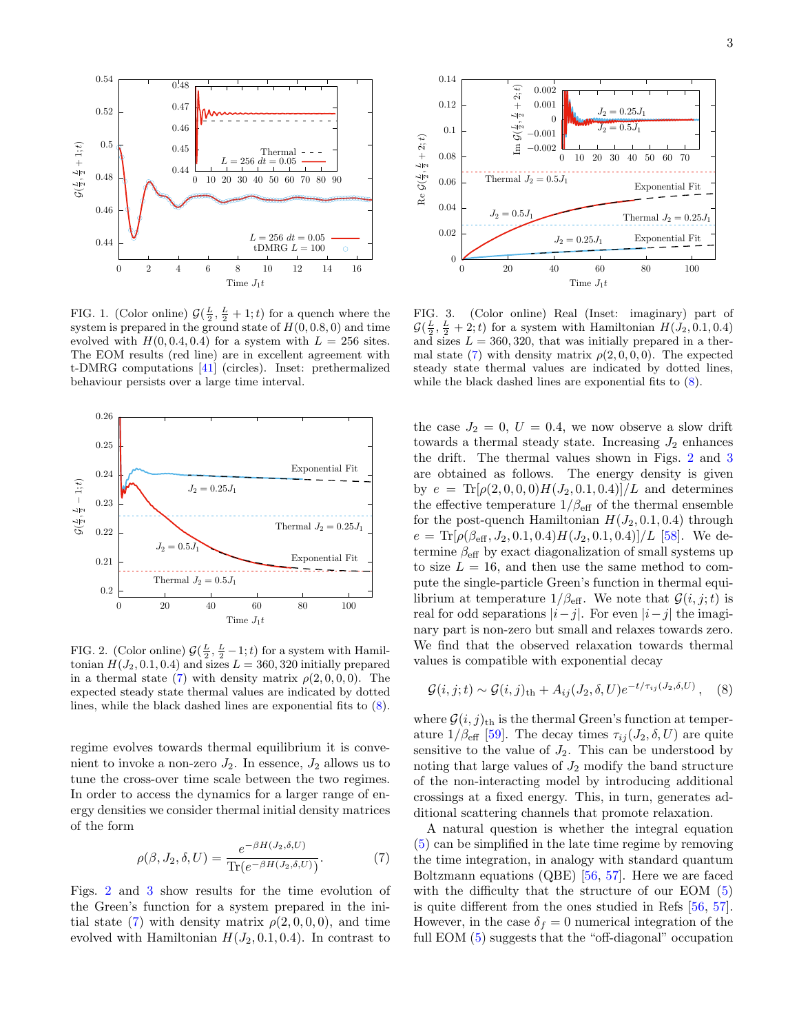FIG. 1. (Color online) $\mathcal{G}(\frac{L}{2},\frac{L}{2}+1;t)$ for a quench where the system is prepared in the ground state of $H(0,0.8,0)$ and time evolved with $H(0,0.4,0.4)$ for a system with $L=256$ sites. The EOM results (red line) are in excellent agreement with t-DMRG computations [41] (circles). Inset: prethermalized behaviour persists over a large time interval.

FIG. 2. (Color online) $\mathcal{G}(\frac{L}{2},\frac{L}{2}-1;t)$ for a system with Hamiltonian $H(J_2,0.1,0.4)$ and sizes $L=360,320$ initially prepared in a thermal state (7) with density matrix $\rho(2,0,0,0)$. The expected steady state thermal values are indicated by dotted lines, while the black dashed lines are exponential fits to (8).

regime evolves towards thermal equilibrium it is convenient to invoke a non-zero $J_2$. In essence, $J_2$ allows us to tune the cross-over time scale between the two regimes. In order to access the dynamics for a larger range of energy densities we consider thermal initial density matrices of the form

$$\rho(\beta,J_2,\delta,U)=\frac{e^{-\beta H(J_2,\delta,U)}}{\mathrm{Tr}\big(e^{-\beta H(J_2,\delta,U)}\big)}. \tag{7}$$

Figs. 2 and 3 show results for the time evolution of the Green's function for a system prepared in the initial state (7) with density matrix $\rho(2,0,0,0)$, and time evolved with Hamiltonian $H(J_2,0.1,0.4)$. In contrast to

FIG. 3. (Color online) Real (Inset: imaginary) part of $\mathcal{G}(\frac{L}{2},\frac{L}{2}+2;t)$ for a system with Hamiltonian $H(J_2,0.1,0.4)$ and sizes $L=360,320$, that was initially prepared in a thermal state (7) with density matrix $\rho(2,0,0,0)$. The expected steady state thermal values are indicated by dotted lines, while the black dashed lines are exponential fits to (8).

the case $J_2=0$, $U=0.4$, we now observe a slow drift towards a thermal steady state. Increasing $J_2$ enhances the drift. The thermal values shown in Figs. 2 and 3 are obtained as follows. The energy density is given by $e=\mathrm{Tr}[\rho(2,0,0,0)H(J_2,0.1,0.4)]/L$ and determines the effective temperature $1/\beta_{\rm eff}$ of the thermal ensemble for the post-quench Hamiltonian $H(J_2,0.1,0.4)$ through $e=\mathrm{Tr}[\rho(\beta_{\rm eff},J_2,0.1,0.4)H(J_2,0.1,0.4)]/L$ [58]. We determine $\beta_{\rm eff}$ by exact diagonalization of small systems up to size $L=16$, and then use the same method to compute the single-particle Green's function in thermal equilibrium at temperature $1/\beta_{\rm eff}$. We note that $\mathcal{G}(i,j;t)$ is real for odd separations $|i-j|$. For even $|i-j|$ the imaginary part is non-zero but small and relaxes towards zero. We find that the observed relaxation towards thermal values is compatible with exponential decay

$$\mathcal{G}(i,j;t)\sim\mathcal{G}(i,j)_{\rm th}+A_{ij}(J_2,\delta,U)e^{-t/\tau_{ij}(J_2,\delta,U)}, \tag{8}$$

where $\mathcal{G}(i,j)_{\rm th}$ is the thermal Green's function at temperature $1/\beta_{\rm eff}$ [59]. The decay times $\tau_{ij}(J_2,\delta,U)$ are quite sensitive to the value of $J_2$. This can be understood by noting that large values of $J_2$ modify the band structure of the non-interacting model by introducing additional crossings at a fixed energy. This, in turn, generates additional scattering channels that promote relaxation.

A natural question is whether the integral equation (5) can be simplified in the late time regime by removing the time integration, in analogy with standard quantum Boltzmann equations (QBE) [56, 57]. Here we are faced with the difficulty that the structure of our EOM (5) is quite different from the ones studied in Refs [56, 57]. However, in the case $\delta_f=0$ numerical integration of the full EOM (5) suggests that the "off-diagonal" occupation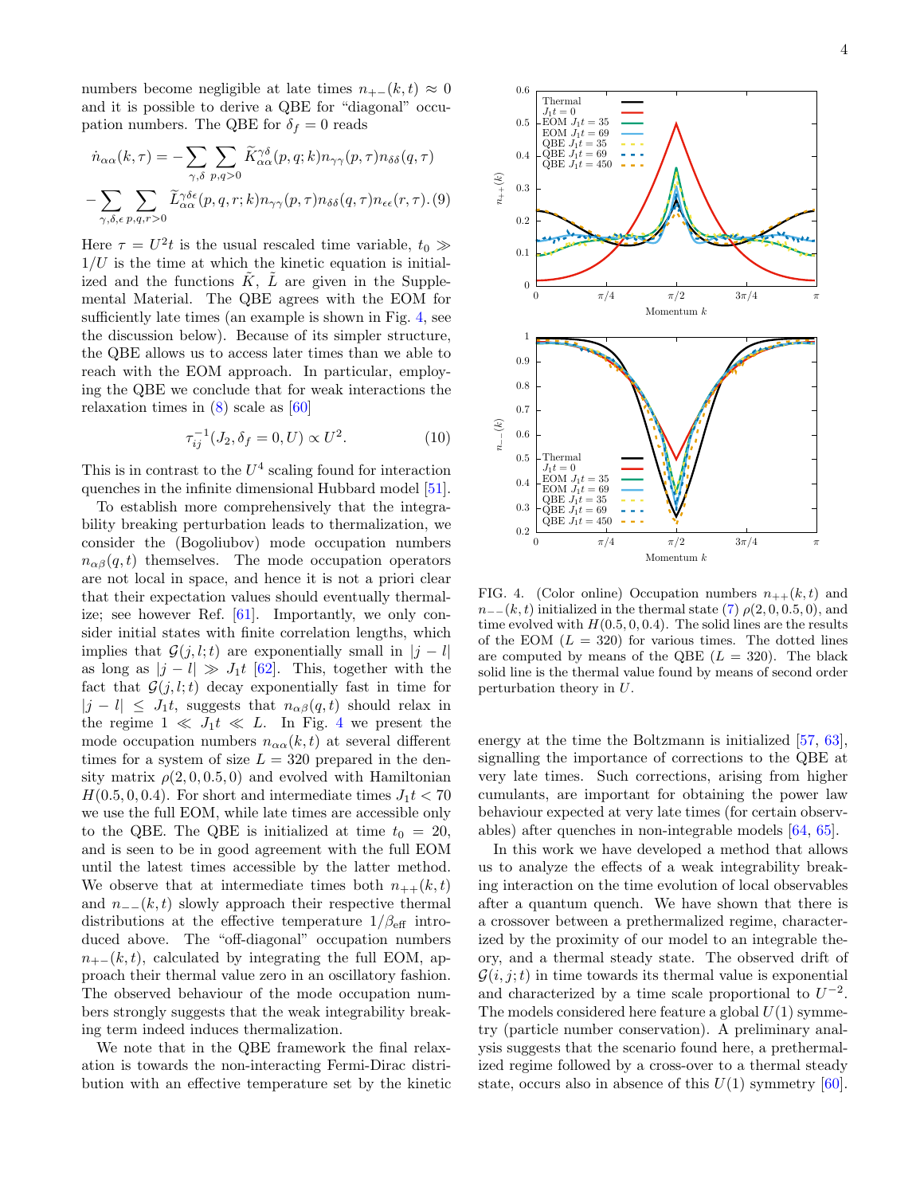numbers become negligible at late times $n_{+-}(k,t) \approx 0$ and it is possible to derive a QBE for "diagonal" occupation numbers. The QBE for $\delta_f = 0$ reads

$$\dot{n}_{\alpha\alpha}(k,\tau) = -\sum_{\gamma,\delta}\sum_{p,q>0} \widetilde{K}^{\gamma\delta}_{\alpha\alpha}(p,q;k) n_{\gamma\gamma}(p,\tau) n_{\delta\delta}(q,\tau)$$

$$-\sum_{\gamma,\delta,\epsilon}\sum_{p,q,r>0} \widetilde{L}^{\gamma\delta\epsilon}_{\alpha\alpha}(p,q,r;k) n_{\gamma\gamma}(p,\tau) n_{\delta\delta}(q,\tau) n_{\epsilon\epsilon}(r,\tau). \quad (9)$$

Here $\tau = U^2 t$ is the usual rescaled time variable, $t_0 \gg 1/U$ is the time at which the kinetic equation is initialized and the functions $\tilde{K}$, $\tilde{L}$ are given in the Supplemental Material. The QBE agrees with the EOM for sufficiently late times (an example is shown in Fig. 4, see the discussion below). Because of its simpler structure, the QBE allows us to access later times than we able to reach with the EOM approach. In particular, employing the QBE we conclude that for weak interactions the relaxation times in (8) scale as [60]

$$\tau_{ij}^{-1}(J_2, \delta_f = 0, U) \propto U^2. \quad (10)$$

This is in contrast to the $U^4$ scaling found for interaction quenches in the infinite dimensional Hubbard model [51].

To establish more comprehensively that the integrability breaking perturbation leads to thermalization, we consider the (Bogoliubov) mode occupation numbers $n_{\alpha\beta}(q,t)$ themselves. The mode occupation operators are not local in space, and hence it is not a priori clear that their expectation values should eventually thermalize; see however Ref. [61]. Importantly, we only consider initial states with finite correlation lengths, which implies that $\mathcal{G}(j,l;t)$ are exponentially small in $|j-l|$ as long as $|j-l| \gg J_1 t$ [62]. This, together with the fact that $\mathcal{G}(j,l;t)$ decay exponentially fast in time for $|j-l| \leq J_1 t$, suggests that $n_{\alpha\beta}(q,t)$ should relax in the regime $1 \ll J_1 t \ll L$. In Fig. 4 we present the mode occupation numbers $n_{\alpha\alpha}(k,t)$ at several different times for a system of size $L = 320$ prepared in the density matrix $\rho(2,0,0.5,0)$ and evolved with Hamiltonian $H(0.5,0,0.4)$. For short and intermediate times $J_1 t < 70$ we use the full EOM, while late times are accessible only to the QBE. The QBE is initialized at time $t_0 = 20$, and is seen to be in good agreement with the full EOM until the latest times accessible by the latter method. We observe that at intermediate times both $n_{++}(k,t)$ and $n_{--}(k,t)$ slowly approach their respective thermal distributions at the effective temperature $1/\beta_{\text{eff}}$ introduced above. The "off-diagonal" occupation numbers $n_{+-}(k,t)$, calculated by integrating the full EOM, approach their thermal value zero in an oscillatory fashion. The observed behaviour of the mode occupation numbers strongly suggests that the weak integrability breaking term indeed induces thermalization.

We note that in the QBE framework the final relaxation is towards the non-interacting Fermi-Dirac distribution with an effective temperature set by the kinetic energy at the time the Boltzmann is initialized [57, 63], signalling the importance of corrections to the QBE at very late times. Such corrections, arising from higher cumulants, are important for obtaining the power law behaviour expected at very late times (for certain observables) after quenches in non-integrable models [64, 65].

FIG. 4. (Color online) Occupation numbers $n_{++}(k,t)$ and $n_{--}(k,t)$ initialized in the thermal state (7) $\rho(2,0,0.5,0)$, and time evolved with $H(0.5,0,0.4)$. The solid lines are the results of the EOM ($L = 320$) for various times. The dotted lines are computed by means of the QBE ($L = 320$). The black solid line is the thermal value found by means of second order perturbation theory in $U$.

In this work we have developed a method that allows us to analyze the effects of a weak integrability breaking interaction on the time evolution of local observables after a quantum quench. We have shown that there is a crossover between a prethermalized regime, characterized by the proximity of our model to an integrable theory, and a thermal steady state. The observed drift of $\mathcal{G}(i,j;t)$ in time towards its thermal value is exponential and characterized by a time scale proportional to $U^{-2}$. The models considered here feature a global $U(1)$ symmetry (particle number conservation). A preliminary analysis suggests that the scenario found here, a prethermalized regime followed by a cross-over to a thermal steady state, occurs also in absence of this $U(1)$ symmetry [60].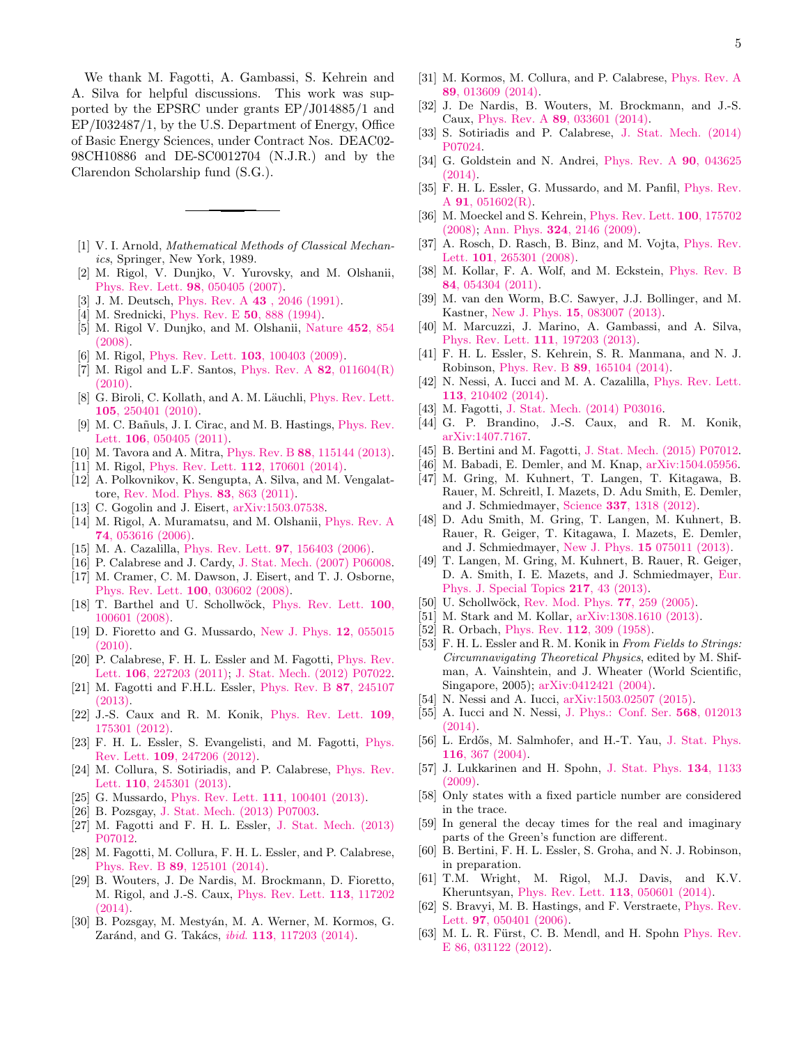We thank M. Fagotti, A. Gambassi, S. Kehrein and A. Silva for helpful discussions. This work was supported by the EPSRC under grants EP/J014885/1 and EP/I032487/1, by the U.S. Department of Energy, Office of Basic Energy Sciences, under Contract Nos. DEAC02-98CH10886 and DE-SC0012704 (N.J.R.) and by the Clarendon Scholarship fund (S.G.).

---

[1] V. I. Arnold, *Mathematical Methods of Classical Mechanics*, Springer, New York, 1989.

[2] M. Rigol, V. Dunjko, V. Yurovsky, and M. Olshanii, Phys. Rev. Lett. **98**, 050405 (2007).

[3] J. M. Deutsch, Phys. Rev. A **43** , 2046 (1991).

[4] M. Srednicki, Phys. Rev. E **50**, 888 (1994).

[5] M. Rigol V. Dunjko, and M. Olshanii, Nature **452**, 854 (2008).

[6] M. Rigol, Phys. Rev. Lett. **103**, 100403 (2009).

[7] M. Rigol and L.F. Santos, Phys. Rev. A **82**, 011604(R) (2010).

[8] G. Biroli, C. Kollath, and A. M. Läuchli, Phys. Rev. Lett. **105**, 250401 (2010).

[9] M. C. Bañuls, J. I. Cirac, and M. B. Hastings, Phys. Rev. Lett. **106**, 050405 (2011).

[10] M. Tavora and A. Mitra, Phys. Rev. B **88**, 115144 (2013).

[11] M. Rigol, Phys. Rev. Lett. **112**, 170601 (2014).

[12] A. Polkovnikov, K. Sengupta, A. Silva, and M. Vengalattore, Rev. Mod. Phys. **83**, 863 (2011).

[13] C. Gogolin and J. Eisert, arXiv:1503.07538.

[14] M. Rigol, A. Muramatsu, and M. Olshanii, Phys. Rev. A **74**, 053616 (2006).

[15] M. A. Cazalilla, Phys. Rev. Lett. **97**, 156403 (2006).

[16] P. Calabrese and J. Cardy, J. Stat. Mech. (2007) P06008.

[17] M. Cramer, C. M. Dawson, J. Eisert, and T. J. Osborne, Phys. Rev. Lett. **100**, 030602 (2008).

[18] T. Barthel and U. Schollwöck, Phys. Rev. Lett. **100**, 100601 (2008).

[19] D. Fioretto and G. Mussardo, New J. Phys. **12**, 055015 (2010).

[20] P. Calabrese, F. H. L. Essler and M. Fagotti, Phys. Rev. Lett. **106**, 227203 (2011); J. Stat. Mech. (2012) P07022.

[21] M. Fagotti and F.H.L. Essler, Phys. Rev. B **87**, 245107 (2013).

[22] J.-S. Caux and R. M. Konik, Phys. Rev. Lett. **109**, 175301 (2012).

[23] F. H. L. Essler, S. Evangelisti, and M. Fagotti, Phys. Rev. Lett. **109**, 247206 (2012).

[24] M. Collura, S. Sotiriadis, and P. Calabrese, Phys. Rev. Lett. **110**, 245301 (2013).

[25] G. Mussardo, Phys. Rev. Lett. **111**, 100401 (2013).

[26] B. Pozsgay, J. Stat. Mech. (2013) P07003.

[27] M. Fagotti and F. H. L. Essler, J. Stat. Mech. (2013) P07012.

[28] M. Fagotti, M. Collura, F. H. L. Essler, and P. Calabrese, Phys. Rev. B **89**, 125101 (2014).

[29] B. Wouters, J. De Nardis, M. Brockmann, D. Fioretto, M. Rigol, and J.-S. Caux, Phys. Rev. Lett. **113**, 117202 (2014).

[30] B. Pozsgay, M. Mestyán, M. A. Werner, M. Kormos, G. Zaránd, and G. Takács, *ibid.* **113**, 117203 (2014).

[31] M. Kormos, M. Collura, and P. Calabrese, Phys. Rev. A **89**, 013609 (2014).

[32] J. De Nardis, B. Wouters, M. Brockmann, and J.-S. Caux, Phys. Rev. A **89**, 033601 (2014).

[33] S. Sotiriadis and P. Calabrese, J. Stat. Mech. (2014) P07024.

[34] G. Goldstein and N. Andrei, Phys. Rev. A **90**, 043625 (2014).

[35] F. H. L. Essler, G. Mussardo, and M. Panfil, Phys. Rev. A **91**, 051602(R).

[36] M. Moeckel and S. Kehrein, Phys. Rev. Lett. **100**, 175702 (2008); Ann. Phys. **324**, 2146 (2009).

[37] A. Rosch, D. Rasch, B. Binz, and M. Vojta, Phys. Rev. Lett. **101**, 265301 (2008).

[38] M. Kollar, F. A. Wolf, and M. Eckstein, Phys. Rev. B **84**, 054304 (2011).

[39] M. van den Worm, B.C. Sawyer, J.J. Bollinger, and M. Kastner, New J. Phys. **15**, 083007 (2013).

[40] M. Marcuzzi, J. Marino, A. Gambassi, and A. Silva, Phys. Rev. Lett. **111**, 197203 (2013).

[41] F. H. L. Essler, S. Kehrein, S. R. Manmana, and N. J. Robinson, Phys. Rev. B **89**, 165104 (2014).

[42] N. Nessi, A. Iucci and M. A. Cazalilla, Phys. Rev. Lett. **113**, 210402 (2014).

[43] M. Fagotti, J. Stat. Mech. (2014) P03016.

[44] G. P. Brandino, J.-S. Caux, and R. M. Konik, arXiv:1407.7167.

[45] B. Bertini and M. Fagotti, J. Stat. Mech. (2015) P07012.

[46] M. Babadi, E. Demler, and M. Knap, arXiv:1504.05956.

[47] M. Gring, M. Kuhnert, T. Langen, T. Kitagawa, B. Rauer, M. Schreitl, I. Mazets, D. Adu Smith, E. Demler, and J. Schmiedmayer, Science **337**, 1318 (2012).

[48] D. Adu Smith, M. Gring, T. Langen, M. Kuhnert, B. Rauer, R. Geiger, T. Kitagawa, I. Mazets, E. Demler, and J. Schmiedmayer, New J. Phys. **15** 075011 (2013).

[49] T. Langen, M. Gring, M. Kuhnert, B. Rauer, R. Geiger, D. A. Smith, I. E. Mazets, and J. Schmiedmayer, Eur. Phys. J. Special Topics **217**, 43 (2013).

[50] U. Schollwöck, Rev. Mod. Phys. **77**, 259 (2005).

[51] M. Stark and M. Kollar, arXiv:1308.1610 (2013).

[52] R. Orbach, Phys. Rev. **112**, 309 (1958).

[53] F. H. L. Essler and R. M. Konik in *From Fields to Strings: Circumnavigating Theoretical Physics*, edited by M. Shifman, A. Vainshtein, and J. Wheater (World Scientific, Singapore, 2005); arXiv:0412421 (2004).

[54] N. Nessi and A. Iucci, arXiv:1503.02507 (2015).

[55] A. Iucci and N. Nessi, J. Phys.: Conf. Ser. **568**, 012013 (2014).

[56] L. Erdős, M. Salmhofer, and H.-T. Yau, J. Stat. Phys. **116**, 367 (2004).

[57] J. Lukkarinen and H. Spohn, J. Stat. Phys. **134**, 1133 (2009).

[58] Only states with a fixed particle number are considered in the trace.

[59] In general the decay times for the real and imaginary parts of the Green's function are different.

[60] B. Bertini, F. H. L. Essler, S. Groha, and N. J. Robinson, in preparation.

[61] T.M. Wright, M. Rigol, M.J. Davis, and K.V. Kheruntsyan, Phys. Rev. Lett. **113**, 050601 (2014).

[62] S. Bravyi, M. B. Hastings, and F. Verstraete, Phys. Rev. Lett. **97**, 050401 (2006).

[63] M. L. R. Fürst, C. B. Mendl, and H. Spohn Phys. Rev. E 86, 031122 (2012).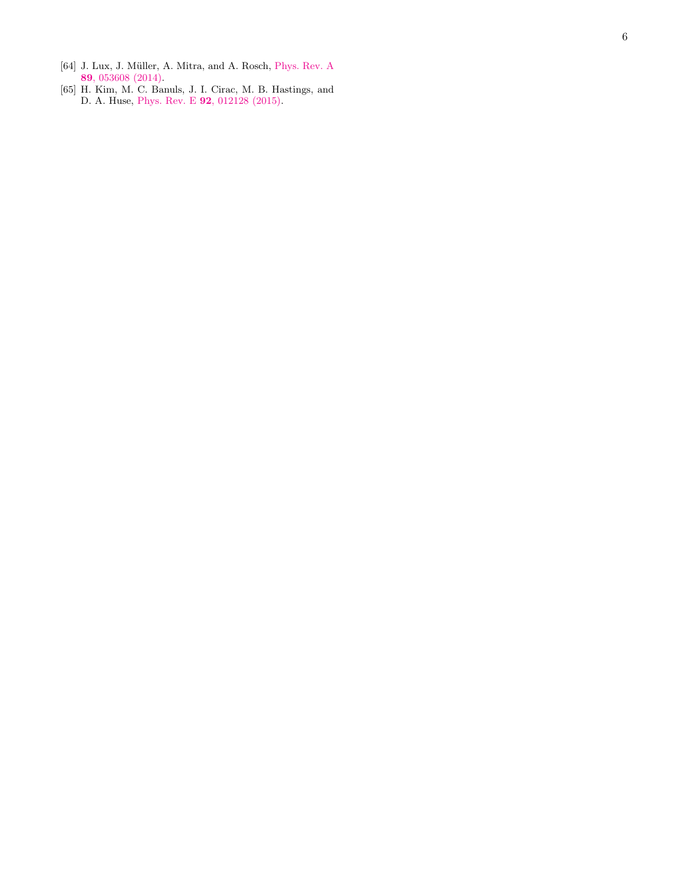[64] J. Lux, J. Müller, A. Mitra, and A. Rosch, Phys. Rev. A **89**, 053608 (2014).

[65] H. Kim, M. C. Banuls, J. I. Cirac, M. B. Hastings, and D. A. Huse, Phys. Rev. E **92**, 012128 (2015).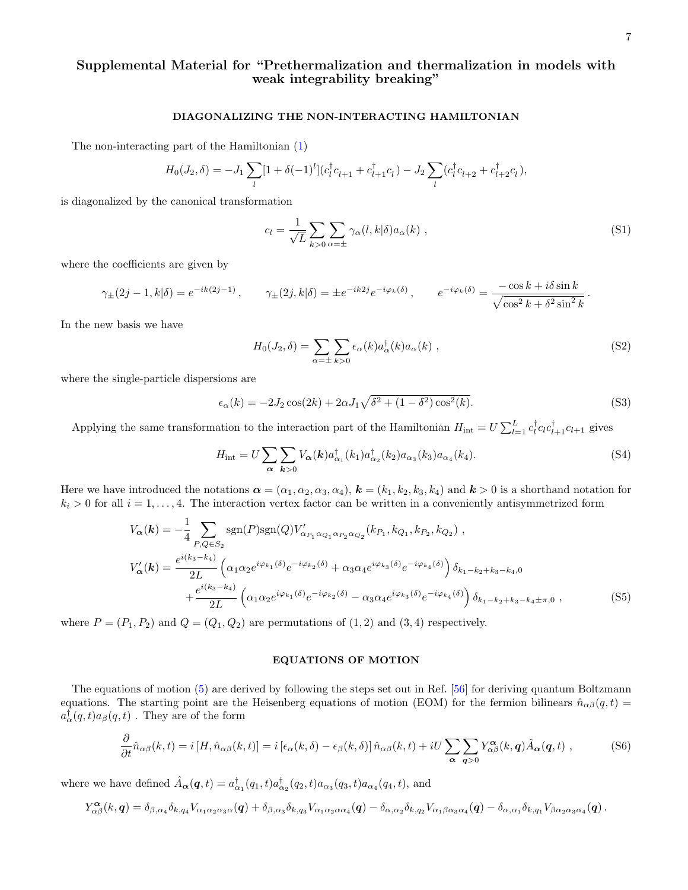# Supplemental Material for "Prethermalization and thermalization in models with weak integrability breaking"

## DIAGONALIZING THE NON-INTERACTING HAMILTONIAN

The non-interacting part of the Hamiltonian (1)

$$H_0(J_2,\delta) = -J_1 \sum_l [1+\delta(-1)^l](c_l^\dagger c_{l+1} + c_{l+1}^\dagger c_l) - J_2 \sum_l (c_l^\dagger c_{l+2} + c_{l+2}^\dagger c_l),$$

is diagonalized by the canonical transformation

$$c_l = \frac{1}{\sqrt{L}} \sum_{k>0} \sum_{\alpha=\pm} \gamma_\alpha(l,k|\delta) a_\alpha(k) \ , \tag{S1}$$

where the coefficients are given by

$$\gamma_\pm(2j-1,k|\delta) = e^{-ik(2j-1)} \ , \qquad \gamma_\pm(2j,k|\delta) = \pm e^{-ik2j} e^{-i\varphi_k(\delta)} \ , \qquad e^{-i\varphi_k(\delta)} = \frac{-\cos k + i\delta \sin k}{\sqrt{\cos^2 k + \delta^2 \sin^2 k}} \, .$$

In the new basis we have

$$H_0(J_2,\delta) = \sum_{\alpha=\pm} \sum_{k>0} \epsilon_\alpha(k) a_\alpha^\dagger(k) a_\alpha(k) \ , \tag{S2}$$

where the single-particle dispersions are

$$\epsilon_\alpha(k) = -2J_2 \cos(2k) + 2\alpha J_1 \sqrt{\delta^2 + (1-\delta^2)\cos^2(k)}. \tag{S3}$$

Applying the same transformation to the interaction part of the Hamiltonian $H_{\rm int} = U \sum_{l=1}^{L} c_l^\dagger c_l c_{l+1}^\dagger c_{l+1}$ gives

$$H_{\rm int} = U \sum_{\boldsymbol{\alpha}} \sum_{\boldsymbol{k}>0} V_{\boldsymbol{\alpha}}(\boldsymbol{k}) a_{\alpha_1}^\dagger(k_1) a_{\alpha_2}^\dagger(k_2) a_{\alpha_3}(k_3) a_{\alpha_4}(k_4). \tag{S4}$$

Here we have introduced the notations $\boldsymbol{\alpha} = (\alpha_1,\alpha_2,\alpha_3,\alpha_4)$, $\boldsymbol{k} = (k_1,k_2,k_3,k_4)$ and $\boldsymbol{k}>0$ is a shorthand notation for $k_i > 0$ for all $i = 1,\dots,4$. The interaction vertex factor can be written in a conveniently antisymmetrized form

$$\begin{aligned}
V_{\boldsymbol{\alpha}}(\boldsymbol{k}) &= -\frac{1}{4} \sum_{P,Q \in S_2} {\rm sgn}(P){\rm sgn}(Q) V'_{\alpha_{P_1}\alpha_{Q_1}\alpha_{P_2}\alpha_{Q_2}}(k_{P_1},k_{Q_1},k_{P_2},k_{Q_2}) \ , \\
V'_{\boldsymbol{\alpha}}(\boldsymbol{k}) &= \frac{e^{i(k_3-k_4)}}{2L} \left( \alpha_1\alpha_2 e^{i\varphi_{k_1}(\delta)} e^{-i\varphi_{k_2}(\delta)} + \alpha_3\alpha_4 e^{i\varphi_{k_3}(\delta)} e^{-i\varphi_{k_4}(\delta)} \right) \delta_{k_1-k_2+k_3-k_4,0} \\
&\quad + \frac{e^{i(k_3-k_4)}}{2L} \left( \alpha_1\alpha_2 e^{i\varphi_{k_1}(\delta)} e^{-i\varphi_{k_2}(\delta)} - \alpha_3\alpha_4 e^{i\varphi_{k_3}(\delta)} e^{-i\varphi_{k_4}(\delta)} \right) \delta_{k_1-k_2+k_3-k_4\pm\pi,0} \ ,
\end{aligned} \tag{S5}$$

where $P = (P_1,P_2)$ and $Q = (Q_1,Q_2)$ are permutations of $(1,2)$ and $(3,4)$ respectively.

## EQUATIONS OF MOTION

The equations of motion (5) are derived by following the steps set out in Ref. [56] for deriving quantum Boltzmann equations. The starting point are the Heisenberg equations of motion (EOM) for the fermion bilinears $\hat{n}_{\alpha\beta}(q,t) = a_\alpha^\dagger(q,t) a_\beta(q,t)$ . They are of the form

$$\frac{\partial}{\partial t} \hat{n}_{\alpha\beta}(k,t) = i\,[H, \hat{n}_{\alpha\beta}(k,t)] = i\,[\epsilon_\alpha(k,\delta) - \epsilon_\beta(k,\delta)]\,\hat{n}_{\alpha\beta}(k,t) + iU \sum_{\boldsymbol{\alpha}} \sum_{\boldsymbol{q}>0} Y^{\boldsymbol{\alpha}}_{\alpha\beta}(k,\boldsymbol{q}) \hat{A}_{\boldsymbol{\alpha}}(\boldsymbol{q},t) \ , \tag{S6}$$

where we have defined $\hat{A}_{\boldsymbol{\alpha}}(\boldsymbol{q},t) = a_{\alpha_1}^\dagger(q_1,t) a_{\alpha_2}^\dagger(q_2,t) a_{\alpha_3}(q_3,t) a_{\alpha_4}(q_4,t)$, and

$$Y^{\boldsymbol{\alpha}}_{\alpha\beta}(k,\boldsymbol{q}) = \delta_{\beta,\alpha_4}\delta_{k,q_4} V_{\alpha_1\alpha_2\alpha_3\alpha}(\boldsymbol{q}) + \delta_{\beta,\alpha_3}\delta_{k,q_3} V_{\alpha_1\alpha_2\alpha\alpha_4}(\boldsymbol{q}) - \delta_{\alpha,\alpha_2}\delta_{k,q_2} V_{\alpha_1\beta\alpha_3\alpha_4}(\boldsymbol{q}) - \delta_{\alpha,\alpha_1}\delta_{k,q_1} V_{\beta\alpha_2\alpha_3\alpha_4}(\boldsymbol{q}) \, .$$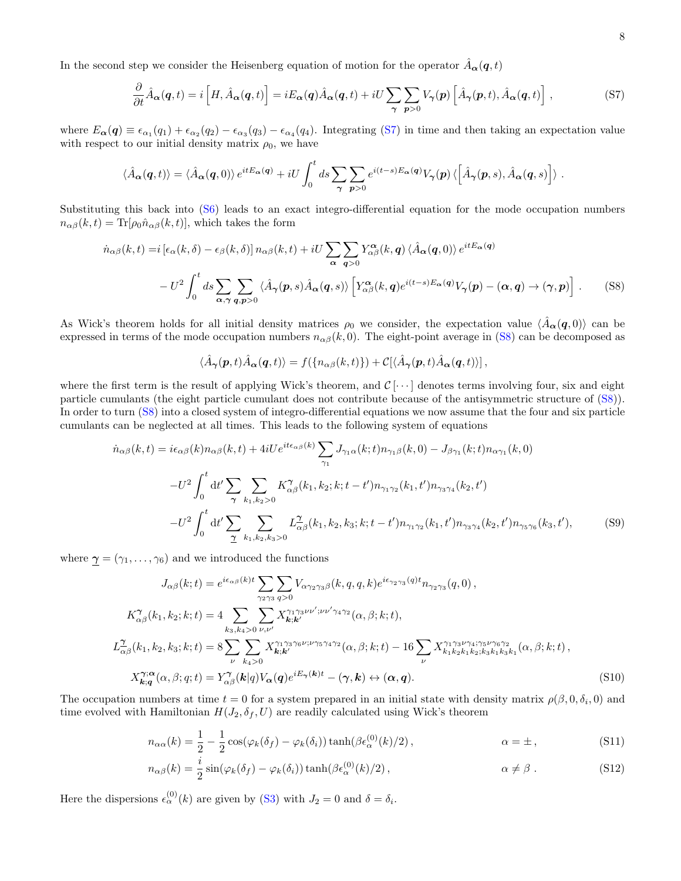In the second step we consider the Heisenberg equation of motion for the operator $\hat{A}_{\boldsymbol{\alpha}}(\boldsymbol{q},t)$

$$\frac{\partial}{\partial t}\hat{A}_{\boldsymbol{\alpha}}(\boldsymbol{q},t) = i\left[H,\hat{A}_{\boldsymbol{\alpha}}(\boldsymbol{q},t)\right] = iE_{\boldsymbol{\alpha}}(\boldsymbol{q})\hat{A}_{\boldsymbol{\alpha}}(\boldsymbol{q},t) + iU\sum_{\boldsymbol{\gamma}}\sum_{\boldsymbol{p}>0}V_{\boldsymbol{\gamma}}(\boldsymbol{p})\left[\hat{A}_{\boldsymbol{\gamma}}(\boldsymbol{p},t),\hat{A}_{\boldsymbol{\alpha}}(\boldsymbol{q},t)\right], \tag{S7}$$

where $E_{\boldsymbol{\alpha}}(\boldsymbol{q}) \equiv \epsilon_{\alpha_1}(q_1) + \epsilon_{\alpha_2}(q_2) - \epsilon_{\alpha_3}(q_3) - \epsilon_{\alpha_4}(q_4)$. Integrating (S7) in time and then taking an expectation value with respect to our initial density matrix $\rho_0$, we have

$$\langle \hat{A}_{\boldsymbol{\alpha}}(\boldsymbol{q},t)\rangle = \langle \hat{A}_{\boldsymbol{\alpha}}(\boldsymbol{q},0)\rangle\, e^{itE_{\boldsymbol{\alpha}}(\boldsymbol{q})} + iU\int_0^t ds\sum_{\boldsymbol{\gamma}}\sum_{\boldsymbol{p}>0}e^{i(t-s)E_{\boldsymbol{\alpha}}(\boldsymbol{q})}V_{\boldsymbol{\gamma}}(\boldsymbol{p})\left\langle\left[\hat{A}_{\boldsymbol{\gamma}}(\boldsymbol{p},s),\hat{A}_{\boldsymbol{\alpha}}(\boldsymbol{q},s)\right]\right\rangle .$$

Substituting this back into (S6) leads to an exact integro-differential equation for the mode occupation numbers $n_{\alpha\beta}(k,t) = \mathrm{Tr}[\rho_0 \hat{n}_{\alpha\beta}(k,t)]$, which takes the form

$$\begin{aligned}\dot{n}_{\alpha\beta}(k,t) =& i\left[\epsilon_\alpha(k,\delta) - \epsilon_\beta(k,\delta)\right]n_{\alpha\beta}(k,t) + iU\sum_{\boldsymbol{\alpha}}\sum_{\boldsymbol{q}>0}Y^{\boldsymbol{\alpha}}_{\alpha\beta}(k,\boldsymbol{q})\,\langle\hat{A}_{\boldsymbol{\alpha}}(\boldsymbol{q},0)\rangle\, e^{itE_{\boldsymbol{\alpha}}(\boldsymbol{q})}\\ &- U^2\int_0^t ds\sum_{\boldsymbol{\alpha},\boldsymbol{\gamma}}\sum_{\boldsymbol{q},\boldsymbol{p}>0}\langle\hat{A}_{\boldsymbol{\gamma}}(\boldsymbol{p},s)\hat{A}_{\boldsymbol{\alpha}}(\boldsymbol{q},s)\rangle\left[Y^{\boldsymbol{\alpha}}_{\alpha\beta}(k,\boldsymbol{q})e^{i(t-s)E_{\boldsymbol{\alpha}}(\boldsymbol{q})}V_{\boldsymbol{\gamma}}(\boldsymbol{p}) - (\boldsymbol{\alpha},\boldsymbol{q})\to(\boldsymbol{\gamma},\boldsymbol{p})\right].\end{aligned} \tag{S8}$$

As Wick's theorem holds for all initial density matrices $\rho_0$ we consider, the expectation value $\langle\hat{A}_{\boldsymbol{\alpha}}(\boldsymbol{q},0)\rangle$ can be expressed in terms of the mode occupation numbers $n_{\alpha\beta}(k,0)$. The eight-point average in (S8) can be decomposed as

$$\langle\hat{A}_{\boldsymbol{\gamma}}(\boldsymbol{p},t)\hat{A}_{\boldsymbol{\alpha}}(\boldsymbol{q},t)\rangle = f(\{n_{\alpha\beta}(k,t)\}) + \mathcal{C}[\langle\hat{A}_{\boldsymbol{\gamma}}(\boldsymbol{p},t)\hat{A}_{\boldsymbol{\alpha}}(\boldsymbol{q},t)\rangle]\,,$$

where the first term is the result of applying Wick's theorem, and $\mathcal{C}[\cdots]$ denotes terms involving four, six and eight particle cumulants (the eight particle cumulant does not contribute because of the antisymmetric structure of (S8)). In order to turn (S8) into a closed system of integro-differential equations we now assume that the four and six particle cumulants can be neglected at all times. This leads to the following system of equations

$$\begin{aligned}\dot{n}_{\alpha\beta}(k,t) =& i\epsilon_{\alpha\beta}(k)n_{\alpha\beta}(k,t) + 4iUe^{it\epsilon_{\alpha\beta}(k)}\sum_{\gamma_1}J_{\gamma_1\alpha}(k;t)n_{\gamma_1\beta}(k,0) - J_{\beta\gamma_1}(k;t)n_{\alpha\gamma_1}(k,0)\\ &-U^2\int_0^t \mathrm{d}t'\sum_{\boldsymbol{\gamma}}\sum_{k_1,k_2>0}K^{\boldsymbol{\gamma}}_{\alpha\beta}(k_1,k_2;k;t-t')n_{\gamma_1\gamma_2}(k_1,t')n_{\gamma_3\gamma_4}(k_2,t')\\ &-U^2\int_0^t \mathrm{d}t'\sum_{\underline{\gamma}}\sum_{k_1,k_2,k_3>0}L^{\underline{\gamma}}_{\alpha\beta}(k_1,k_2,k_3;k;t-t')n_{\gamma_1\gamma_2}(k_1,t')n_{\gamma_3\gamma_4}(k_2,t')n_{\gamma_5\gamma_6}(k_3,t'),\end{aligned} \tag{S9}$$

where $\underline{\gamma} = (\gamma_1,\ldots,\gamma_6)$ and we introduced the functions

$$\begin{aligned}J_{\alpha\beta}(k;t) &= e^{i\epsilon_{\alpha\beta}(k)t}\sum_{\gamma_2\gamma_3}\sum_{q>0}V_{\alpha\gamma_2\gamma_3\beta}(k,q,q,k)e^{i\epsilon_{\gamma_2\gamma_3}(q)t}n_{\gamma_2\gamma_3}(q,0)\,,\\ K^{\boldsymbol{\gamma}}_{\alpha\beta}(k_1,k_2;k;t) &= 4\sum_{k_3,k_4>0}\sum_{\nu,\nu'}X^{\gamma_1\gamma_3\nu\nu';\nu\nu'\gamma_4\gamma_2}_{\boldsymbol{k};\boldsymbol{k}'}(\alpha,\beta;k;t),\\ L^{\underline{\gamma}}_{\alpha\beta}(k_1,k_2,k_3;k;t) &= 8\sum_{\nu}\sum_{k_4>0}X^{\gamma_1\gamma_3\gamma_6\nu;\nu\gamma_5\gamma_4\gamma_2}_{\boldsymbol{k};\boldsymbol{k}'}(\alpha,\beta;k;t) - 16\sum_{\nu}X^{\gamma_1\gamma_3\nu\gamma_4;\gamma_5\nu\gamma_6\gamma_2}_{k_1k_2k_1k_2;k_3k_1k_3k_1}(\alpha,\beta;k;t)\,,\\ X^{\boldsymbol{\gamma};\boldsymbol{\alpha}}_{\boldsymbol{k};\boldsymbol{q}}(\alpha,\beta;q;t) &= Y^{\boldsymbol{\gamma}}_{\alpha\beta}(\boldsymbol{k}|q)V_{\boldsymbol{\alpha}}(\boldsymbol{q})e^{iE_{\boldsymbol{\gamma}}(\boldsymbol{k})t} - (\boldsymbol{\gamma},\boldsymbol{k})\leftrightarrow(\boldsymbol{\alpha},\boldsymbol{q}).\end{aligned} \tag{S10}$$

The occupation numbers at time $t=0$ for a system prepared in an initial state with density matrix $\rho(\beta,0,\delta_i,0)$ and time evolved with Hamiltonian $H(J_2,\delta_f,U)$ are readily calculated using Wick's theorem

$$n_{\alpha\alpha}(k) = \frac{1}{2} - \frac{1}{2}\cos(\varphi_k(\delta_f) - \varphi_k(\delta_i))\tanh(\beta\epsilon^{(0)}_\alpha(k)/2)\,, \qquad \alpha = \pm\,, \tag{S11}$$

$$n_{\alpha\beta}(k) = \frac{i}{2}\sin(\varphi_k(\delta_f) - \varphi_k(\delta_i))\tanh(\beta\epsilon^{(0)}_\alpha(k)/2)\,, \qquad \alpha \neq \beta\,. \tag{S12}$$

Here the dispersions $\epsilon^{(0)}_\alpha(k)$ are given by (S3) with $J_2 = 0$ and $\delta = \delta_i$.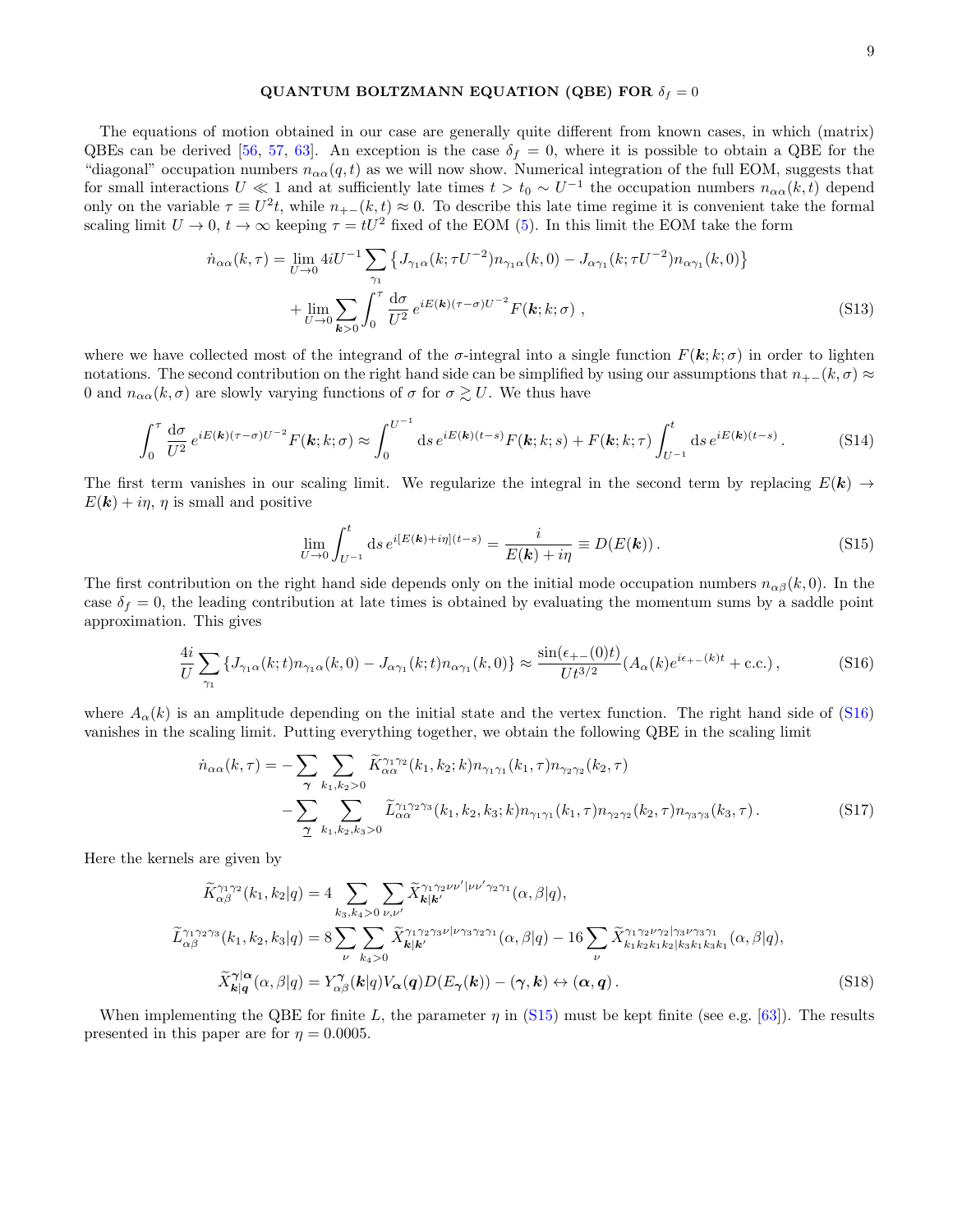## QUANTUM BOLTZMANN EQUATION (QBE) FOR $\delta_f = 0$

The equations of motion obtained in our case are generally quite different from known cases, in which (matrix) QBEs can be derived [56, 57, 63]. An exception is the case $\delta_f = 0$, where it is possible to obtain a QBE for the "diagonal" occupation numbers $n_{\alpha\alpha}(q,t)$ as we will now show. Numerical integration of the full EOM, suggests that for small interactions $U \ll 1$ and at sufficiently late times $t > t_0 \sim U^{-1}$ the occupation numbers $n_{\alpha\alpha}(k,t)$ depend only on the variable $\tau \equiv U^2 t$, while $n_{+-}(k,t) \approx 0$. To describe this late time regime it is convenient take the formal scaling limit $U \to 0$, $t \to \infty$ keeping $\tau = tU^2$ fixed of the EOM (5). In this limit the EOM take the form

$$
\begin{aligned}
\dot{n}_{\alpha\alpha}(k,\tau) = &\lim_{U\to 0} 4iU^{-1} \sum_{\gamma_1} \left\{ J_{\gamma_1\alpha}(k;\tau U^{-2}) n_{\gamma_1\alpha}(k,0) - J_{\alpha\gamma_1}(k;\tau U^{-2}) n_{\alpha\gamma_1}(k,0) \right\} \\
&+ \lim_{U\to 0} \sum_{\boldsymbol{k}>0} \int_0^\tau \frac{\mathrm{d}\sigma}{U^2}\, e^{iE(\boldsymbol{k})(\tau-\sigma)U^{-2}} F(\boldsymbol{k};k;\sigma)\,,
\end{aligned} \tag{S13}
$$

where we have collected most of the integrand of the $\sigma$-integral into a single function $F(\boldsymbol{k};k;\sigma)$ in order to lighten notations. The second contribution on the right hand side can be simplified by using our assumptions that $n_{+-}(k,\sigma) \approx 0$ and $n_{\alpha\alpha}(k,\sigma)$ are slowly varying functions of $\sigma$ for $\sigma \gtrsim U$. We thus have

$$
\int_0^\tau \frac{\mathrm{d}\sigma}{U^2}\, e^{iE(\boldsymbol{k})(\tau-\sigma)U^{-2}} F(\boldsymbol{k};k;\sigma) \approx \int_0^{U^{-1}} \mathrm{d}s\, e^{iE(\boldsymbol{k})(t-s)} F(\boldsymbol{k};k;s) + F(\boldsymbol{k};k;\tau) \int_{U^{-1}}^t \mathrm{d}s\, e^{iE(\boldsymbol{k})(t-s)}\,. \tag{S14}
$$

The first term vanishes in our scaling limit. We regularize the integral in the second term by replacing $E(\boldsymbol{k}) \to E(\boldsymbol{k}) + i\eta$, $\eta$ is small and positive

$$
\lim_{U\to 0} \int_{U^{-1}}^t \mathrm{d}s\, e^{i[E(\boldsymbol{k})+i\eta](t-s)} = \frac{i}{E(\boldsymbol{k}) + i\eta} \equiv D(E(\boldsymbol{k}))\,. \tag{S15}
$$

The first contribution on the right hand side depends only on the initial mode occupation numbers $n_{\alpha\beta}(k,0)$. In the case $\delta_f = 0$, the leading contribution at late times is obtained by evaluating the momentum sums by a saddle point approximation. This gives

$$
\frac{4i}{U} \sum_{\gamma_1} \left\{ J_{\gamma_1\alpha}(k;t) n_{\gamma_1\alpha}(k,0) - J_{\alpha\gamma_1}(k;t) n_{\alpha\gamma_1}(k,0) \right\} \approx \frac{\sin(\epsilon_{+-}(0)t)}{Ut^{3/2}} (A_\alpha(k) e^{i\epsilon_{+-}(k)t} + \text{c.c.})\,, \tag{S16}
$$

where $A_\alpha(k)$ is an amplitude depending on the initial state and the vertex function. The right hand side of (S16) vanishes in the scaling limit. Putting everything together, we obtain the following QBE in the scaling limit

$$
\begin{aligned}
\dot{n}_{\alpha\alpha}(k,\tau) = &-\sum_{\boldsymbol{\gamma}} \sum_{k_1,k_2>0} \widetilde{K}^{\gamma_1\gamma_2}_{\alpha\alpha}(k_1,k_2;k) n_{\gamma_1\gamma_1}(k_1,\tau) n_{\gamma_2\gamma_2}(k_2,\tau) \\
&-\sum_{\underline{\gamma}} \sum_{k_1,k_2,k_3>0} \widetilde{L}^{\gamma_1\gamma_2\gamma_3}_{\alpha\alpha}(k_1,k_2,k_3;k) n_{\gamma_1\gamma_1}(k_1,\tau) n_{\gamma_2\gamma_2}(k_2,\tau) n_{\gamma_3\gamma_3}(k_3,\tau)\,.
\end{aligned} \tag{S17}
$$

Here the kernels are given by

$$
\begin{aligned}
\widetilde{K}^{\gamma_1\gamma_2}_{\alpha\beta}(k_1,k_2|q) &= 4 \sum_{k_3,k_4>0} \sum_{\nu,\nu'} \widetilde{X}^{\gamma_1\gamma_2\nu\nu'|\nu\nu'\gamma_2\gamma_1}_{\boldsymbol{k}|\boldsymbol{k}'}(\alpha,\beta|q), \\
\widetilde{L}^{\gamma_1\gamma_2\gamma_3}_{\alpha\beta}(k_1,k_2,k_3|q) &= 8 \sum_{\nu} \sum_{k_4>0} \widetilde{X}^{\gamma_1\gamma_2\gamma_3\nu|\nu\gamma_3\gamma_2\gamma_1}_{\boldsymbol{k}|\boldsymbol{k}'}(\alpha,\beta|q) - 16 \sum_{\nu} \widetilde{X}^{\gamma_1\gamma_2\nu\gamma_2|\gamma_3\nu\gamma_3\gamma_1}_{k_1k_2k_1k_2|k_3k_1k_3k_1}(\alpha,\beta|q), \\
\widetilde{X}^{\boldsymbol{\gamma}|\boldsymbol{\alpha}}_{\boldsymbol{k}|\boldsymbol{q}}(\alpha,\beta|q) &= Y^{\boldsymbol{\gamma}}_{\alpha\beta}(\boldsymbol{k}|q) V_{\boldsymbol{\alpha}}(\boldsymbol{q}) D(E_{\boldsymbol{\gamma}}(\boldsymbol{k})) - (\boldsymbol{\gamma},\boldsymbol{k}) \leftrightarrow (\boldsymbol{\alpha},\boldsymbol{q})\,.
\end{aligned} \tag{S18}
$$

When implementing the QBE for finite $L$, the parameter $\eta$ in (S15) must be kept finite (see e.g. [63]). The results presented in this paper are for $\eta = 0.0005$.